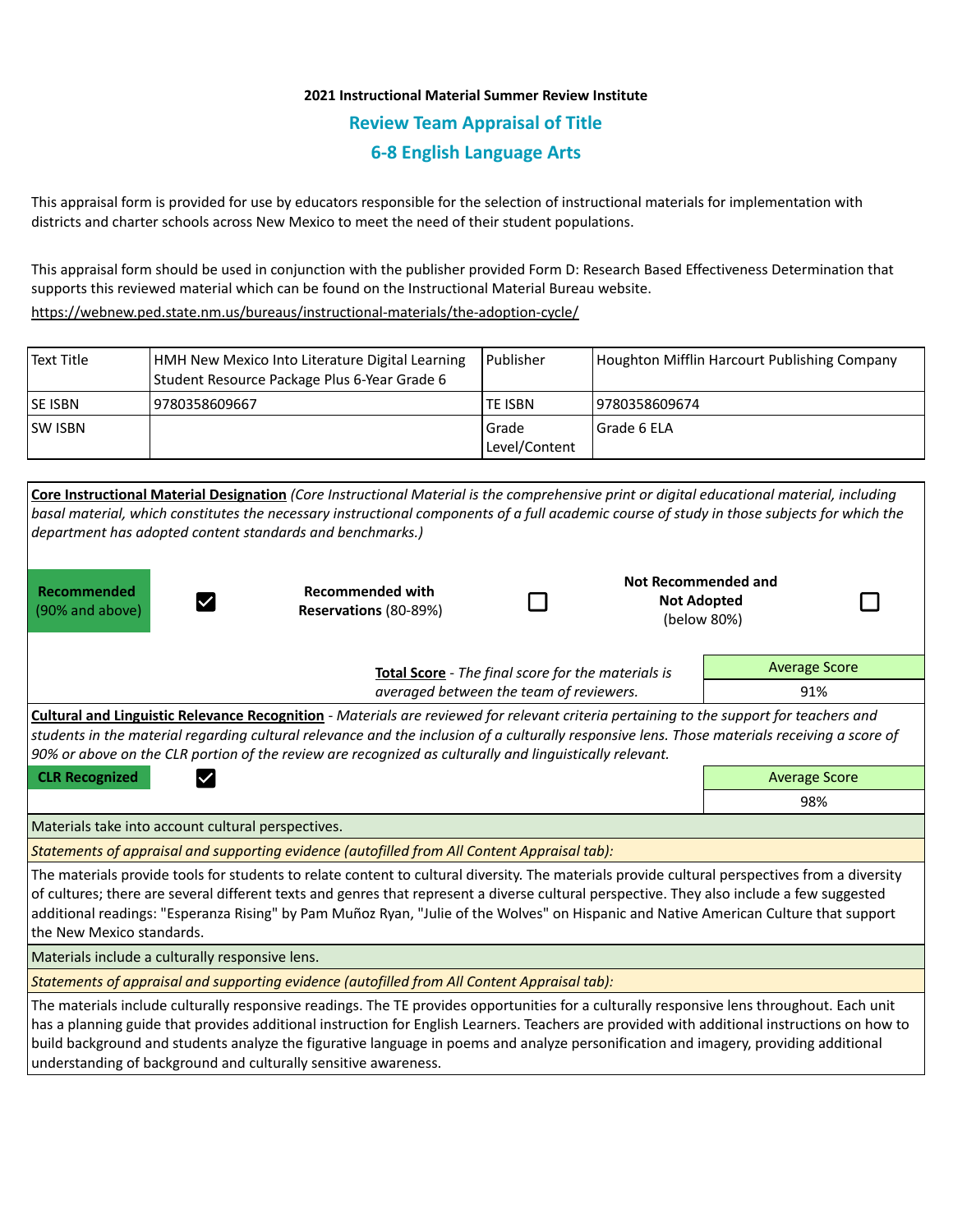**2021 Instructional Material Summer Review Institute**

## Review Team Appraisal of Title

## 6-8 English Language Arts

This appraisal form is provided for use by educators responsible for the selection of instructional materials for implementation with districts and charter schools across New Mexico to meet the need of their student populations.

This appraisal form should be used in conjunction with the publisher provided Form D: Research Based Effectiveness Determination that supports this reviewed material which can be found on the Instructional Material Bureau website.

https://webnew.ped.state.nm.us/bureaus/instructional-materials/the-adoption-cycle/

| | | | |
|---|---|---|---|
| Text Title | HMH New Mexico Into Literature Digital Learning Student Resource Package Plus 6-Year Grade 6 | Publisher | Houghton Mifflin Harcourt Publishing Company |
| SE ISBN | 9780358609667 | TE ISBN | 9780358609674 |
| SW ISBN | | Grade Level/Content | Grade 6 ELA |

**Core Instructional Material Designation** *(Core Instructional Material is the comprehensive print or digital educational material, including basal material, which constitutes the necessary instructional components of a full academic course of study in those subjects for which the department has adopted content standards and benchmarks.)*

| | | | | | |
|---|---|---|---|---|---|
| **Recommended** (90% and above) | ☑ | **Recommended with Reservations** (80-89%) | ☐ | **Not Recommended and Not Adopted** (below 80%) | ☐ |

**Total Score** - *The final score for the materials is averaged between the team of reviewers.*

| Average Score |
|---|
| 91% |

**Cultural and Linguistic Relevance Recognition** - *Materials are reviewed for relevant criteria pertaining to the support for teachers and students in the material regarding cultural relevance and the inclusion of a culturally responsive lens. Those materials receiving a score of 90% or above on the CLR portion of the review are recognized as culturally and linguistically relevant.*

**CLR Recognized** ☑

| Average Score |
|---|
| 98% |

Materials take into account cultural perspectives.

*Statements of appraisal and supporting evidence (autofilled from All Content Appraisal tab):*

The materials provide tools for students to relate content to cultural diversity. The materials provide cultural perspectives from a diversity of cultures; there are several different texts and genres that represent a diverse cultural perspective. They also include a few suggested additional readings: "Esperanza Rising" by Pam Muñoz Ryan, "Julie of the Wolves" on Hispanic and Native American Culture that support the New Mexico standards.

Materials include a culturally responsive lens.

*Statements of appraisal and supporting evidence (autofilled from All Content Appraisal tab):*

The materials include culturally responsive readings. The TE provides opportunities for a culturally responsive lens throughout. Each unit has a planning guide that provides additional instruction for English Learners. Teachers are provided with additional instructions on how to build background and students analyze the figurative language in poems and analyze personification and imagery, providing additional understanding of background and culturally sensitive awareness.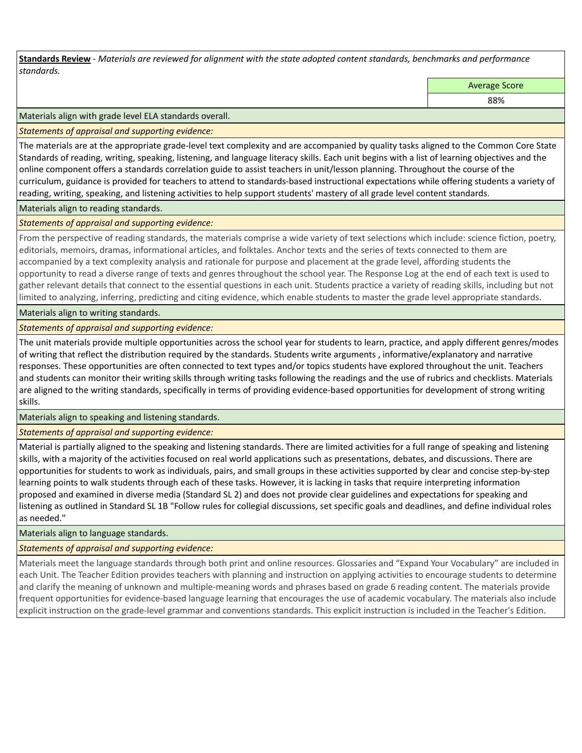**Standards Review** - *Materials are reviewed for alignment with the state adopted content standards, benchmarks and performance standards.*

| | Average Score |
|---|---|
| | 88% |

Materials align with grade level ELA standards overall.

*Statements of appraisal and supporting evidence:*

The materials are at the appropriate grade-level text complexity and are accompanied by quality tasks aligned to the Common Core State Standards of reading, writing, speaking, listening, and language literacy skills. Each unit begins with a list of learning objectives and the online component offers a standards correlation guide to assist teachers in unit/lesson planning. Throughout the course of the curriculum, guidance is provided for teachers to attend to standards-based instructional expectations while offering students a variety of reading, writing, speaking, and listening activities to help support students' mastery of all grade level content standards.

Materials align to reading standards.

*Statements of appraisal and supporting evidence:*

From the perspective of reading standards, the materials comprise a wide variety of text selections which include: science fiction, poetry, editorials, memoirs, dramas, informational articles, and folktales. Anchor texts and the series of texts connected to them are accompanied by a text complexity analysis and rationale for purpose and placement at the grade level, affording students the opportunity to read a diverse range of texts and genres throughout the school year. The Response Log at the end of each text is used to gather relevant details that connect to the essential questions in each unit. Students practice a variety of reading skills, including but not limited to analyzing, inferring, predicting and citing evidence, which enable students to master the grade level appropriate standards.

Materials align to writing standards.

*Statements of appraisal and supporting evidence:*

The unit materials provide multiple opportunities across the school year for students to learn, practice, and apply different genres/modes of writing that reflect the distribution required by the standards. Students write arguments , informative/explanatory and narrative responses. These opportunities are often connected to text types and/or topics students have explored throughout the unit. Teachers and students can monitor their writing skills through writing tasks following the readings and the use of rubrics and checklists. Materials are aligned to the writing standards, specifically in terms of providing evidence-based opportunities for development of strong writing skills.

Materials align to speaking and listening standards.

*Statements of appraisal and supporting evidence:*

Material is partially aligned to the speaking and listening standards. There are limited activities for a full range of speaking and listening skills, with a majority of the activities focused on real world applications such as presentations, debates, and discussions. There are opportunities for students to work as individuals, pairs, and small groups in these activities supported by clear and concise step-by-step learning points to walk students through each of these tasks. However, it is lacking in tasks that require interpreting information proposed and examined in diverse media (Standard SL 2) and does not provide clear guidelines and expectations for speaking and listening as outlined in Standard SL 1B "Follow rules for collegial discussions, set specific goals and deadlines, and define individual roles as needed."

Materials align to language standards.

*Statements of appraisal and supporting evidence:*

Materials meet the language standards through both print and online resources. Glossaries and "Expand Your Vocabulary" are included in each Unit. The Teacher Edition provides teachers with planning and instruction on applying activities to encourage students to determine and clarify the meaning of unknown and multiple-meaning words and phrases based on grade 6 reading content. The materials provide frequent opportunities for evidence-based language learning that encourages the use of academic vocabulary. The materials also include explicit instruction on the grade-level grammar and conventions standards. This explicit instruction is included in the Teacher's Edition.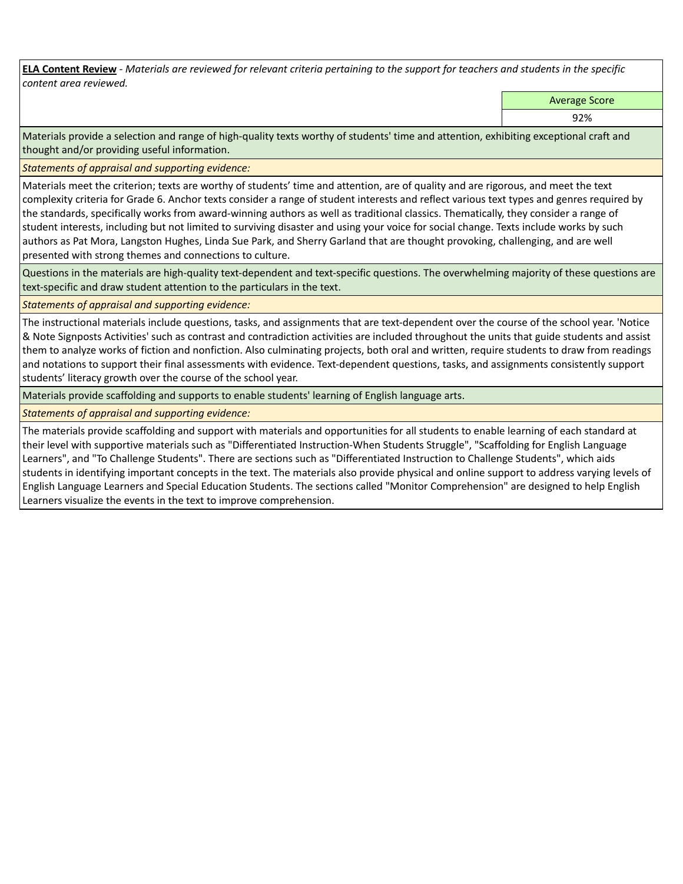**ELA Content Review** - *Materials are reviewed for relevant criteria pertaining to the support for teachers and students in the specific content area reviewed.*

| | Average Score |
|---|---|
| | 92% |

Materials provide a selection and range of high-quality texts worthy of students' time and attention, exhibiting exceptional craft and thought and/or providing useful information.

*Statements of appraisal and supporting evidence:*

Materials meet the criterion; texts are worthy of students' time and attention, are of quality and are rigorous, and meet the text complexity criteria for Grade 6. Anchor texts consider a range of student interests and reflect various text types and genres required by the standards, specifically works from award-winning authors as well as traditional classics. Thematically, they consider a range of student interests, including but not limited to surviving disaster and using your voice for social change. Texts include works by such authors as Pat Mora, Langston Hughes, Linda Sue Park, and Sherry Garland that are thought provoking, challenging, and are well presented with strong themes and connections to culture.

Questions in the materials are high-quality text-dependent and text-specific questions. The overwhelming majority of these questions are text-specific and draw student attention to the particulars in the text.

*Statements of appraisal and supporting evidence:*

The instructional materials include questions, tasks, and assignments that are text-dependent over the course of the school year. 'Notice & Note Signposts Activities' such as contrast and contradiction activities are included throughout the units that guide students and assist them to analyze works of fiction and nonfiction. Also culminating projects, both oral and written, require students to draw from readings and notations to support their final assessments with evidence. Text-dependent questions, tasks, and assignments consistently support students' literacy growth over the course of the school year.

Materials provide scaffolding and supports to enable students' learning of English language arts.

*Statements of appraisal and supporting evidence:*

The materials provide scaffolding and support with materials and opportunities for all students to enable learning of each standard at their level with supportive materials such as "Differentiated Instruction-When Students Struggle", "Scaffolding for English Language Learners", and "To Challenge Students". There are sections such as "Differentiated Instruction to Challenge Students", which aids students in identifying important concepts in the text. The materials also provide physical and online support to address varying levels of English Language Learners and Special Education Students. The sections called "Monitor Comprehension" are designed to help English Learners visualize the events in the text to improve comprehension.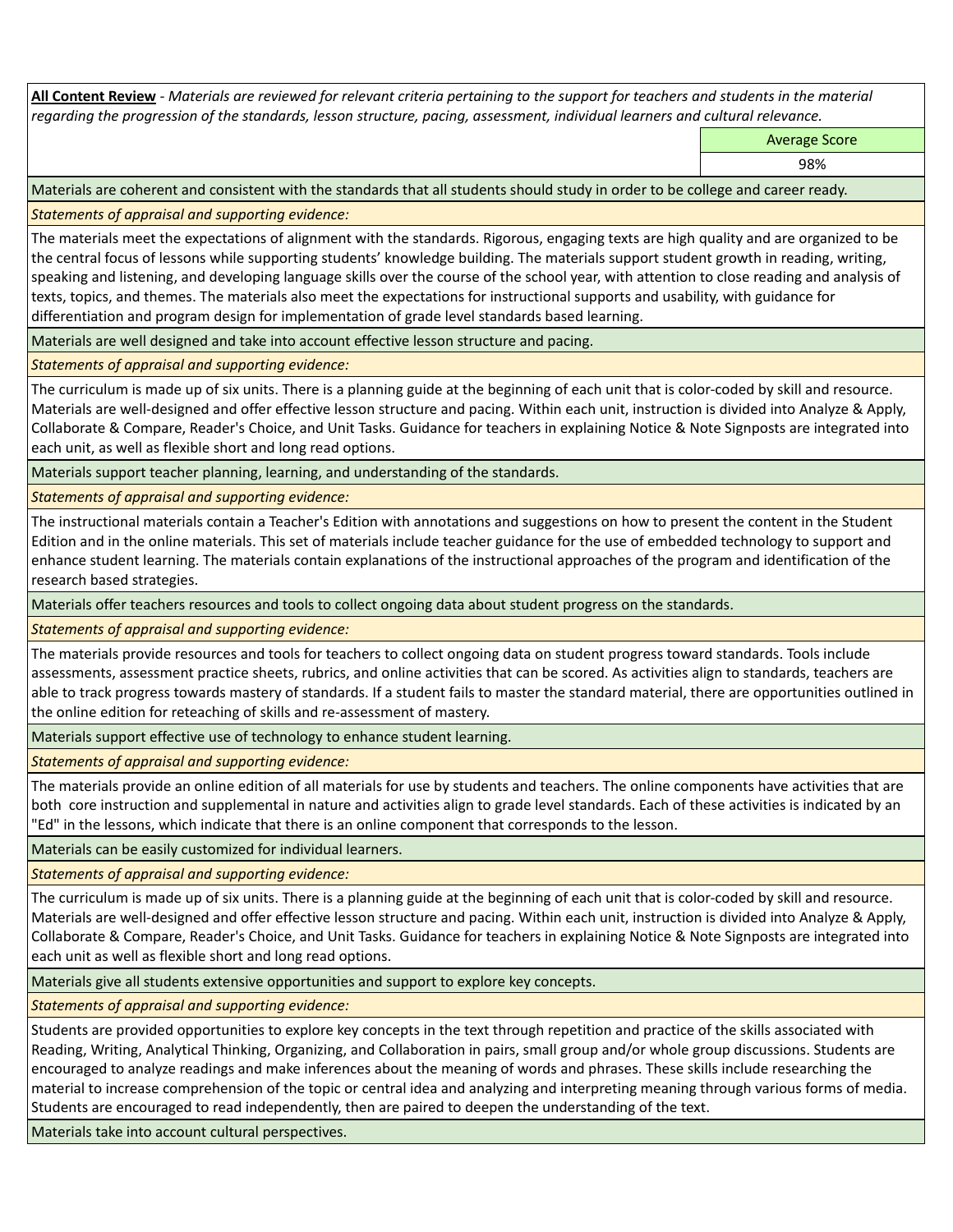**All Content Review** - *Materials are reviewed for relevant criteria pertaining to the support for teachers and students in the material regarding the progression of the standards, lesson structure, pacing, assessment, individual learners and cultural relevance.*

| | Average Score |
|---|---|
| | 98% |

Materials are coherent and consistent with the standards that all students should study in order to be college and career ready.

*Statements of appraisal and supporting evidence:*

The materials meet the expectations of alignment with the standards. Rigorous, engaging texts are high quality and are organized to be the central focus of lessons while supporting students' knowledge building. The materials support student growth in reading, writing, speaking and listening, and developing language skills over the course of the school year, with attention to close reading and analysis of texts, topics, and themes. The materials also meet the expectations for instructional supports and usability, with guidance for differentiation and program design for implementation of grade level standards based learning.

Materials are well designed and take into account effective lesson structure and pacing.

*Statements of appraisal and supporting evidence:*

The curriculum is made up of six units. There is a planning guide at the beginning of each unit that is color-coded by skill and resource. Materials are well-designed and offer effective lesson structure and pacing. Within each unit, instruction is divided into Analyze & Apply, Collaborate & Compare, Reader's Choice, and Unit Tasks. Guidance for teachers in explaining Notice & Note Signposts are integrated into each unit, as well as flexible short and long read options.

Materials support teacher planning, learning, and understanding of the standards.

*Statements of appraisal and supporting evidence:*

The instructional materials contain a Teacher's Edition with annotations and suggestions on how to present the content in the Student Edition and in the online materials. This set of materials include teacher guidance for the use of embedded technology to support and enhance student learning. The materials contain explanations of the instructional approaches of the program and identification of the research based strategies.

Materials offer teachers resources and tools to collect ongoing data about student progress on the standards.

*Statements of appraisal and supporting evidence:*

The materials provide resources and tools for teachers to collect ongoing data on student progress toward standards. Tools include assessments, assessment practice sheets, rubrics, and online activities that can be scored. As activities align to standards, teachers are able to track progress towards mastery of standards. If a student fails to master the standard material, there are opportunities outlined in the online edition for reteaching of skills and re-assessment of mastery.

Materials support effective use of technology to enhance student learning.

*Statements of appraisal and supporting evidence:*

The materials provide an online edition of all materials for use by students and teachers. The online components have activities that are both core instruction and supplemental in nature and activities align to grade level standards. Each of these activities is indicated by an "Ed" in the lessons, which indicate that there is an online component that corresponds to the lesson.

Materials can be easily customized for individual learners.

*Statements of appraisal and supporting evidence:*

The curriculum is made up of six units. There is a planning guide at the beginning of each unit that is color-coded by skill and resource. Materials are well-designed and offer effective lesson structure and pacing. Within each unit, instruction is divided into Analyze & Apply, Collaborate & Compare, Reader's Choice, and Unit Tasks. Guidance for teachers in explaining Notice & Note Signposts are integrated into each unit as well as flexible short and long read options.

Materials give all students extensive opportunities and support to explore key concepts.

*Statements of appraisal and supporting evidence:*

Students are provided opportunities to explore key concepts in the text through repetition and practice of the skills associated with Reading, Writing, Analytical Thinking, Organizing, and Collaboration in pairs, small group and/or whole group discussions. Students are encouraged to analyze readings and make inferences about the meaning of words and phrases. These skills include researching the material to increase comprehension of the topic or central idea and analyzing and interpreting meaning through various forms of media. Students are encouraged to read independently, then are paired to deepen the understanding of the text.

Materials take into account cultural perspectives.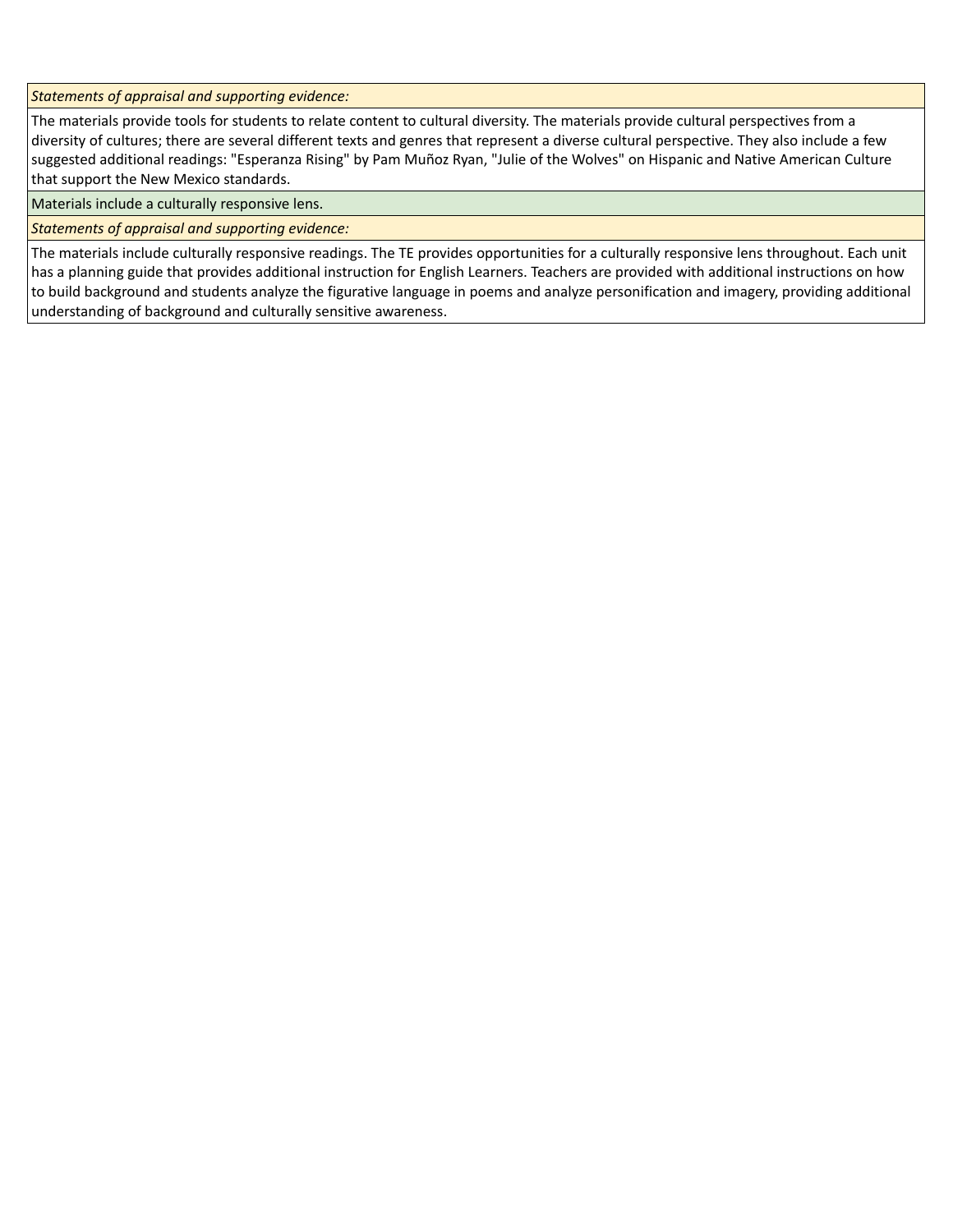| |
|---|
| *Statements of appraisal and supporting evidence:* |
| The materials provide tools for students to relate content to cultural diversity. The materials provide cultural perspectives from a diversity of cultures; there are several different texts and genres that represent a diverse cultural perspective. They also include a few suggested additional readings: "Esperanza Rising" by Pam Muñoz Ryan, "Julie of the Wolves" on Hispanic and Native American Culture that support the New Mexico standards. |
| Materials include a culturally responsive lens. |
| *Statements of appraisal and supporting evidence:* |
| The materials include culturally responsive readings. The TE provides opportunities for a culturally responsive lens throughout. Each unit has a planning guide that provides additional instruction for English Learners. Teachers are provided with additional instructions on how to build background and students analyze the figurative language in poems and analyze personification and imagery, providing additional understanding of background and culturally sensitive awareness. |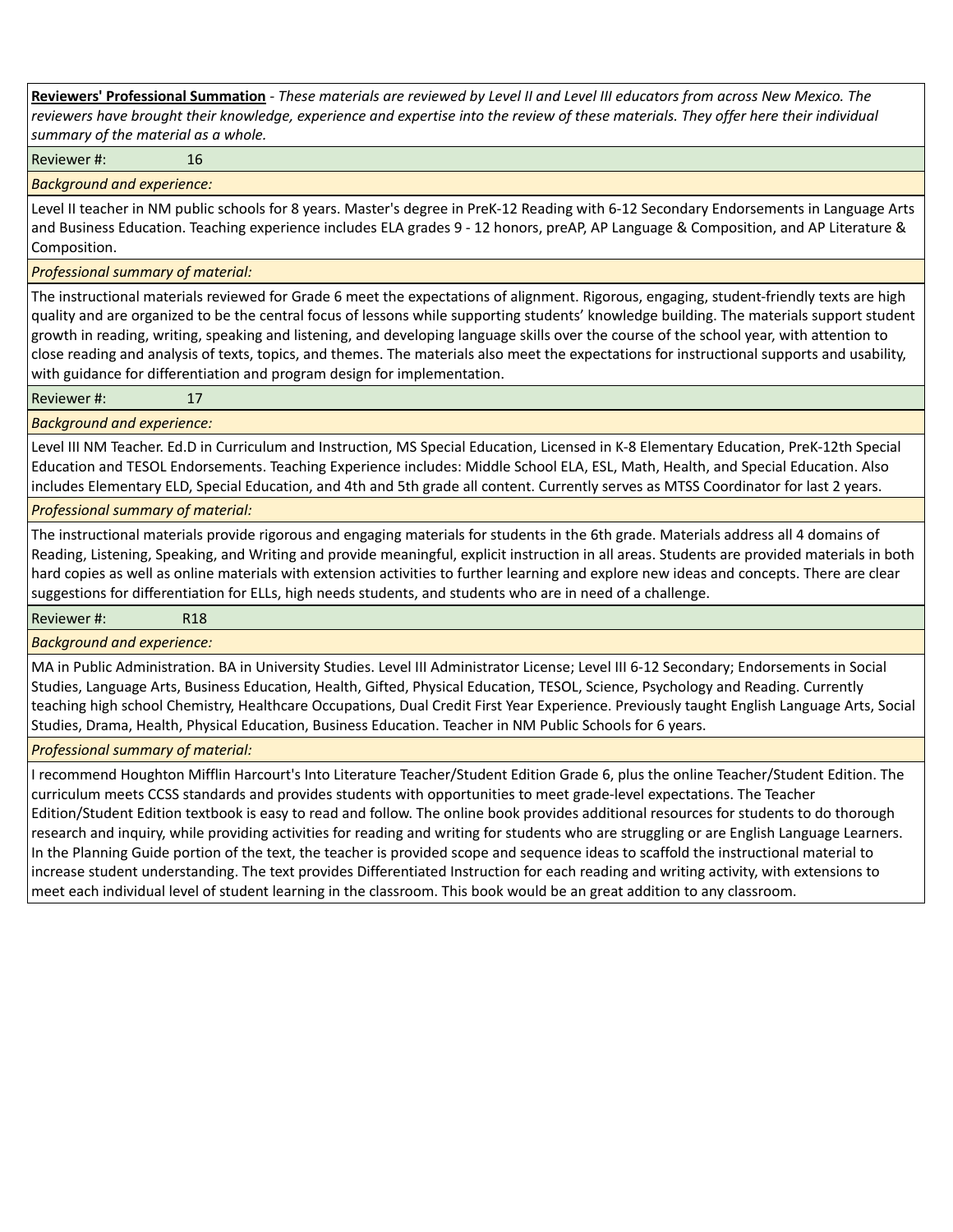**Reviewers' Professional Summation** - *These materials are reviewed by Level II and Level III educators from across New Mexico. The reviewers have brought their knowledge, experience and expertise into the review of these materials. They offer here their individual summary of the material as a whole.*

Reviewer #: 16

*Background and experience:*

Level II teacher in NM public schools for 8 years. Master's degree in PreK-12 Reading with 6-12 Secondary Endorsements in Language Arts and Business Education. Teaching experience includes ELA grades 9 - 12 honors, preAP, AP Language & Composition, and AP Literature & Composition.

*Professional summary of material:*

The instructional materials reviewed for Grade 6 meet the expectations of alignment. Rigorous, engaging, student-friendly texts are high quality and are organized to be the central focus of lessons while supporting students' knowledge building. The materials support student growth in reading, writing, speaking and listening, and developing language skills over the course of the school year, with attention to close reading and analysis of texts, topics, and themes. The materials also meet the expectations for instructional supports and usability, with guidance for differentiation and program design for implementation.

Reviewer #: 17

*Background and experience:*

Level III NM Teacher. Ed.D in Curriculum and Instruction, MS Special Education, Licensed in K-8 Elementary Education, PreK-12th Special Education and TESOL Endorsements. Teaching Experience includes: Middle School ELA, ESL, Math, Health, and Special Education. Also includes Elementary ELD, Special Education, and 4th and 5th grade all content. Currently serves as MTSS Coordinator for last 2 years.

*Professional summary of material:*

The instructional materials provide rigorous and engaging materials for students in the 6th grade. Materials address all 4 domains of Reading, Listening, Speaking, and Writing and provide meaningful, explicit instruction in all areas. Students are provided materials in both hard copies as well as online materials with extension activities to further learning and explore new ideas and concepts. There are clear suggestions for differentiation for ELLs, high needs students, and students who are in need of a challenge.

Reviewer #: R18

*Background and experience:*

MA in Public Administration. BA in University Studies. Level III Administrator License; Level III 6-12 Secondary; Endorsements in Social Studies, Language Arts, Business Education, Health, Gifted, Physical Education, TESOL, Science, Psychology and Reading. Currently teaching high school Chemistry, Healthcare Occupations, Dual Credit First Year Experience. Previously taught English Language Arts, Social Studies, Drama, Health, Physical Education, Business Education. Teacher in NM Public Schools for 6 years.

*Professional summary of material:*

I recommend Houghton Mifflin Harcourt's Into Literature Teacher/Student Edition Grade 6, plus the online Teacher/Student Edition. The curriculum meets CCSS standards and provides students with opportunities to meet grade-level expectations. The Teacher Edition/Student Edition textbook is easy to read and follow. The online book provides additional resources for students to do thorough research and inquiry, while providing activities for reading and writing for students who are struggling or are English Language Learners. In the Planning Guide portion of the text, the teacher is provided scope and sequence ideas to scaffold the instructional material to increase student understanding. The text provides Differentiated Instruction for each reading and writing activity, with extensions to meet each individual level of student learning in the classroom. This book would be an great addition to any classroom.